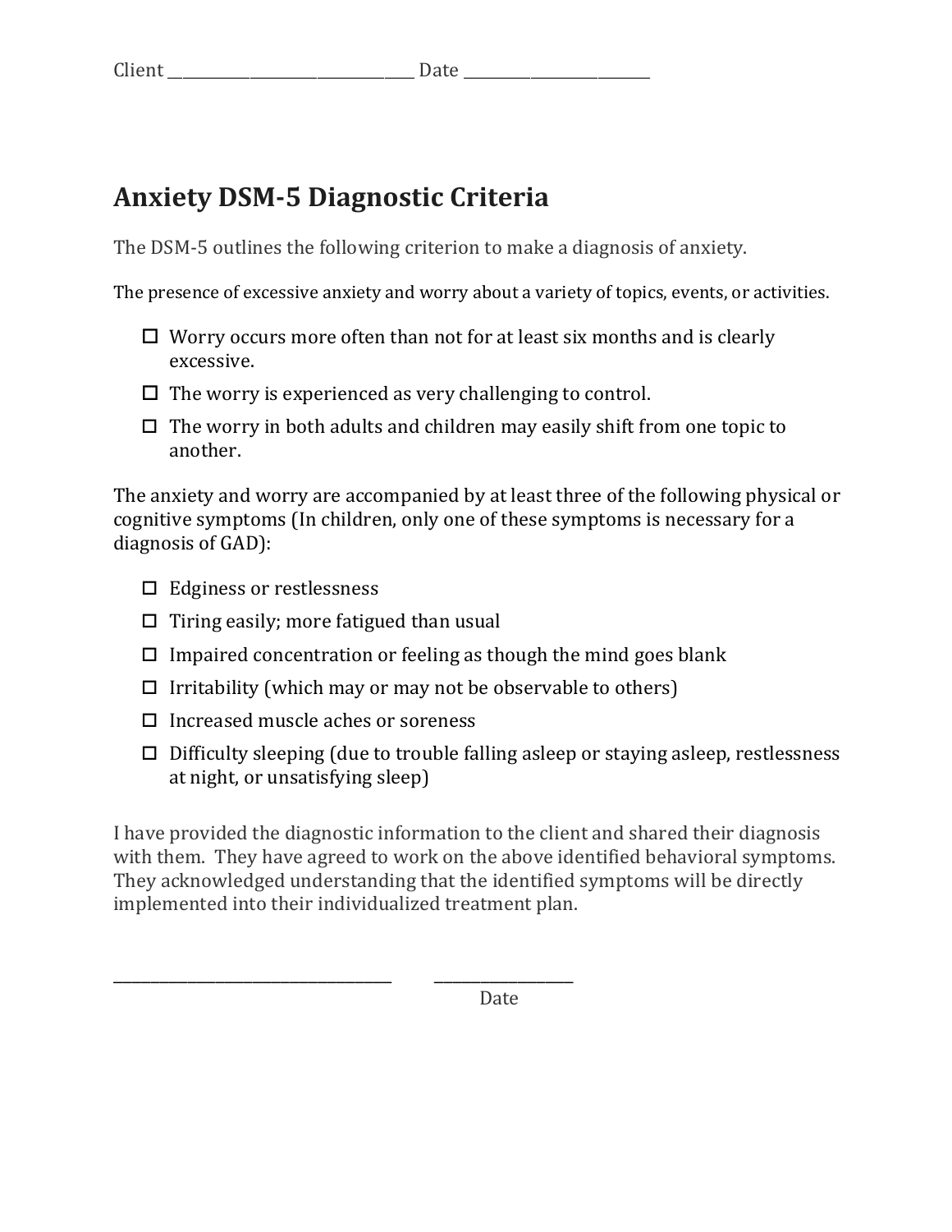Client ______________________________ Date ________________________

# Anxiety DSM-5 Diagnostic Criteria

The DSM-5 outlines the following criterion to make a diagnosis of anxiety.

The presence of excessive anxiety and worry about a variety of topics, events, or activities.

- ☐ Worry occurs more often than not for at least six months and is clearly excessive.
- ☐ The worry is experienced as very challenging to control.
- ☐ The worry in both adults and children may easily shift from one topic to another.

The anxiety and worry are accompanied by at least three of the following physical or cognitive symptoms (In children, only one of these symptoms is necessary for a diagnosis of GAD):

- ☐ Edginess or restlessness
- ☐ Tiring easily; more fatigued than usual
- ☐ Impaired concentration or feeling as though the mind goes blank
- ☐ Irritability (which may or may not be observable to others)
- ☐ Increased muscle aches or soreness
- ☐ Difficulty sleeping (due to trouble falling asleep or staying asleep, restlessness at night, or unsatisfying sleep)

I have provided the diagnostic information to the client and shared their diagnosis with them. They have agreed to work on the above identified behavioral symptoms. They acknowledged understanding that the identified symptoms will be directly implemented into their individualized treatment plan.

____________________________________ ________________

Date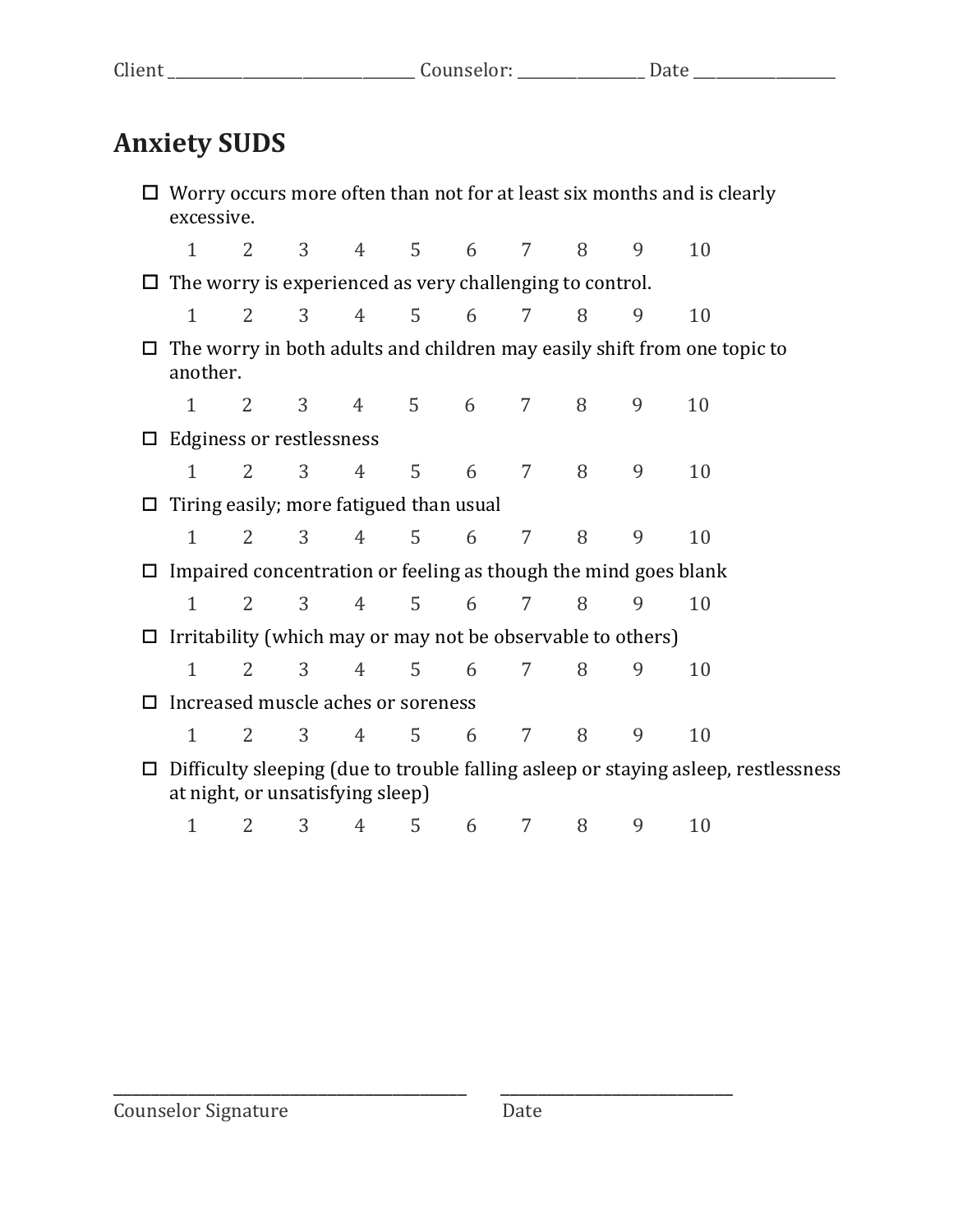Client _______________________________ Counselor: ________________ Date __________________

# Anxiety SUDS

- ☐ Worry occurs more often than not for at least six months and is clearly excessive.

  1 2 3 4 5 6 7 8 9 10

- ☐ The worry is experienced as very challenging to control.

  1 2 3 4 5 6 7 8 9 10

- ☐ The worry in both adults and children may easily shift from one topic to another.

  1 2 3 4 5 6 7 8 9 10

- ☐ Edginess or restlessness

  1 2 3 4 5 6 7 8 9 10

- ☐ Tiring easily; more fatigued than usual

  1 2 3 4 5 6 7 8 9 10

- ☐ Impaired concentration or feeling as though the mind goes blank

  1 2 3 4 5 6 7 8 9 10

- ☐ Irritability (which may or may not be observable to others)

  1 2 3 4 5 6 7 8 9 10

- ☐ Increased muscle aches or soreness

  1 2 3 4 5 6 7 8 9 10

- ☐ Difficulty sleeping (due to trouble falling asleep or staying asleep, restlessness at night, or unsatisfying sleep)

  1 2 3 4 5 6 7 8 9 10

_____________________________________________ ______________________________

Counselor Signature Date